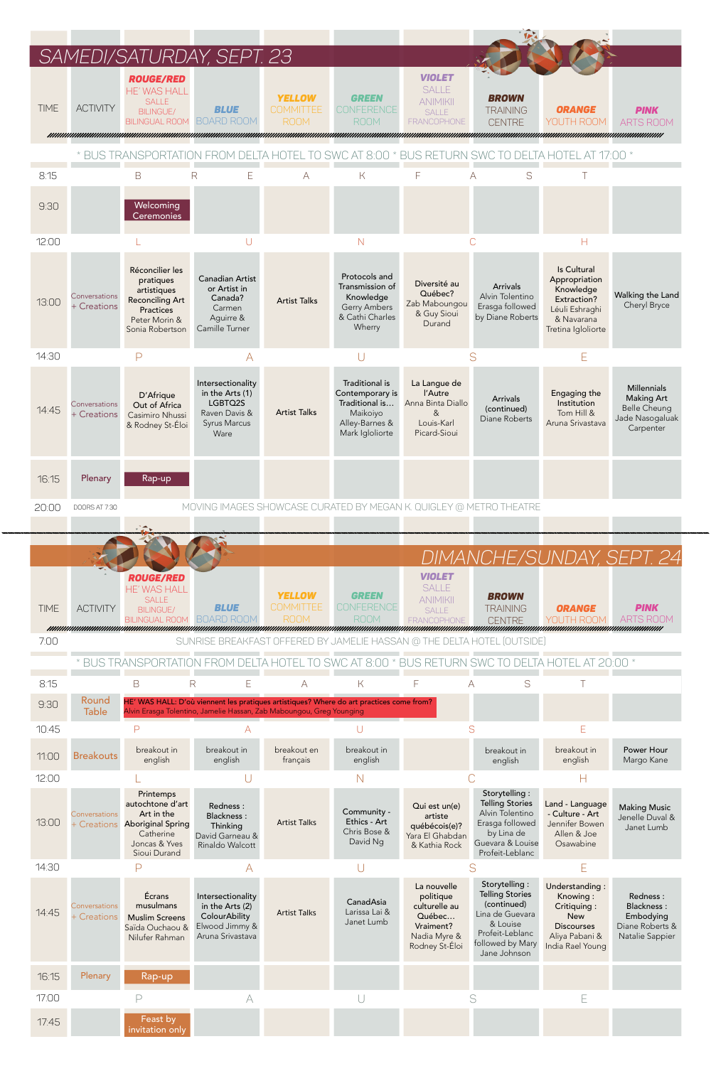# SAMEDI/SATURDAY, SEPT. 23

| TIME | ACTIVITY | ROUGE/RED HE' WAS HALL SALLE BILINGUE/ BILINGUAL ROOM | BLUE BOARD ROOM | YELLOW COMMITTEE ROOM | GREEN CONFERENCE ROOM | VIOLET SALLE ANIMIKII SALLE FRANCOPHONE | BROWN TRAINING CENTRE | ORANGE YOUTH ROOM | PINK ARTS ROOM |
|---|---|---|---|---|---|---|---|---|---|
| * BUS TRANSPORTATION FROM DELTA HOTEL TO SWC AT 8:00 * BUS RETURN SWC TO DELTA HOTEL AT 17:00 * | | | | | | | | | |
| 8:15 | | B | R | E | A | K | F | A S | T |
| 9:30 | | Welcoming Ceremonies | | | | | | | |
| 12:00 | | L | U | | N | | C | | H |
| 13:00 | Conversations + Creations | Réconcilier les pratiques artistiques Reconciling Art Practices Peter Morin & Sonia Robertson | Canadian Artist or Artist in Canada? Carmen Aguirre & Camille Turner | Artist Talks | Protocols and Transmission of Knowledge Gerry Ambers & Cathi Charles Wherry | Diversité au Québec? Zab Maboungou & Guy Sioui Durand | Arrivals Alvin Tolentino Erasga followed by Diane Roberts | Is Cultural Appropriation Knowledge Extraction? Léuli Eshraghi & Navarana Tretina Igloliorte | Walking the Land Cheryl Bryce |
| 14:30 | | P | A | | U | | S | | E |
| 14:45 | Conversations + Creations | D'Afrique Out of Africa Casimiro Nhussi & Rodney St-Éloi | Intersectionality in the Arts (1) LGBTQ2S Raven Davis & Syrus Marcus Ware | Artist Talks | Traditional is Contemporary is Traditional is… Maikoiyo Alley-Barnes & Mark Igloliorte | La Langue de l'Autre Anna Binta Diallo & Louis-Karl Picard-Sioui | Arrivals (continued) Diane Roberts | Engaging the Institution Tom Hill & Aruna Srivastava | Millennials Making Art Belle Cheung Jade Nasogaluak Carpenter |
| 16:15 | Plenary | Rap-up | | | | | | | |
| 20:00 | DOORS AT 7:30 | MOVING IMAGES SHOWCASE CURATED BY MEGAN K. QUIGLEY @ METRO THEATRE | | | | | | | |

# DIMANCHE/SUNDAY, SEPT. 24

| TIME | ACTIVITY | ROUGE/RED HE' WAS HALL SALLE BILINGUE/ BILINGUAL ROOM | BLUE BOARD ROOM | YELLOW COMMITTEE ROOM | GREEN CONFERENCE ROOM | VIOLET SALLE ANIMIKII SALLE FRANCOPHONE | BROWN TRAINING CENTRE | ORANGE YOUTH ROOM | PINK ARTS ROOM |
|---|---|---|---|---|---|---|---|---|---|
| 7:00 | | SUNRISE BREAKFAST OFFERED BY JAMELIE HASSAN @ THE DELTA HOTEL (OUTSIDE) | | | | | | | |
| * BUS TRANSPORTATION FROM DELTA HOTEL TO SWC AT 8:00 * BUS RETURN SWC TO DELTA HOTEL AT 20:00 * | | | | | | | | | |
| 8:15 | | B | R | E | A | K | F | A S | T |
| 9:30 | Round Table | HE' WAS HALL: D'où viennent les pratiques artistiques? Where do art practices come from? Alvin Erasga Tolentino, Jamelie Hassan, Zab Maboungou, Greg Younging | | | | | | | |
| 10:45 | | P | A | | U | | S | | E |
| 11:00 | Breakouts | breakout in english | breakout in english | breakout en français | breakout in english | | breakout in english | breakout in english | Power Hour Margo Kane |
| 12:00 | | L | U | | N | | C | | H |
| 13:00 | Conversations + Creations | Printemps autochtone d'art Art in the Aboriginal Spring Catherine Joncas & Yves Sioui Durand | Redness : Blackness : Thinking David Garneau & Rinaldo Walcott | Artist Talks | Community - Ethics - Art Chris Bose & David Ng | Qui est un(e) artiste québécois(e)? Yara El Ghabdan & Kathia Rock | Storytelling : Telling Stories Alvin Tolentino Erasga followed by Lina de Guevara & Louise Profeit-Leblanc | Land - Language - Culture - Art Jennifer Bowen Allen & Joe Osawabine | Making Music Jenelle Duval & Janet Lumb |
| 14:30 | | P | A | | U | | S | | E |
| 14:45 | Conversations + Creations | Écrans musulmans Muslim Screens Saïda Ouchaou & Nilufer Rahman | Intersectionality in the Arts (2) ColourAbility Elwood Jimmy & Aruna Srivastava | Artist Talks | CanadAsia Larissa Lai & Janet Lumb | La nouvelle politique culturelle au Québec… Vraiment? Nadia Myre & Rodney St-Éloi | Storytelling : Telling Stories (continued) Lina de Guevara & Louise Profeit-Leblanc followed by Mary Jane Johnson | Understanding : Knowing : Critiquing : New Discourses Aliya Pabani & India Rael Young | Redness : Blackness : Embodying Diane Roberts & Natalie Sappier |
| 16:15 | Plenary | Rap-up | | | | | | | |
| 17:00 | | P | A | | U | | S | | E |
| 17:45 | | Feast by invitation only | | | | | | | |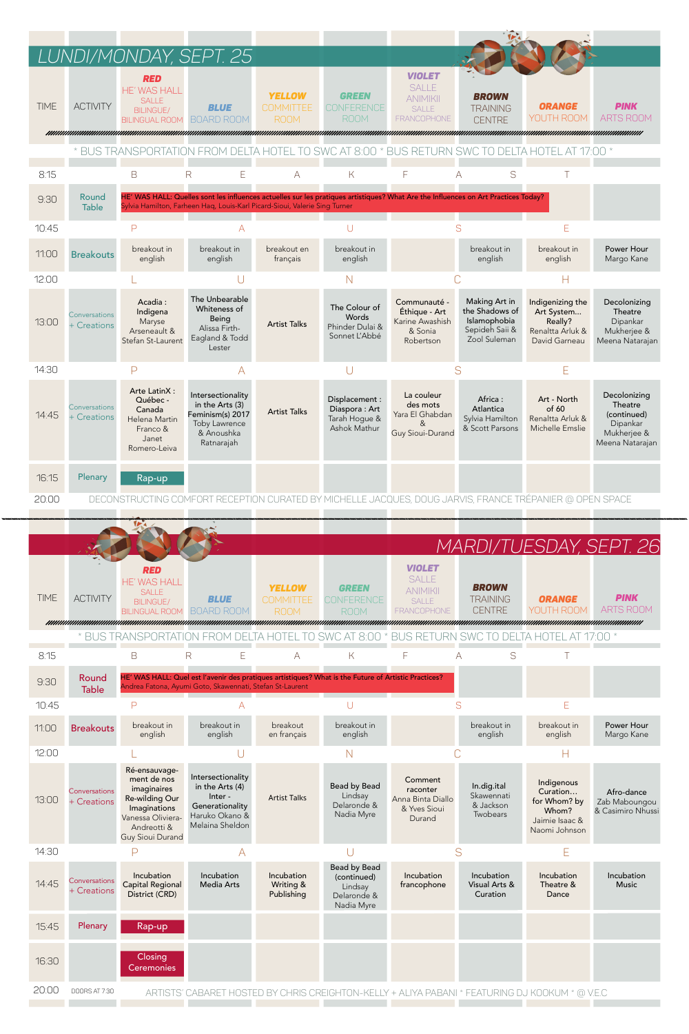# LUNDI/MONDAY, SEPT. 25

| TIME | ACTIVITY | RED HE' WAS HALL SALLE BILINGUE/ BILINGUAL ROOM | BLUE BOARD ROOM | YELLOW COMMITTEE ROOM | GREEN CONFERENCE ROOM | VIOLET SALLE ANIMIKII SALLE FRANCOPHONE | BROWN TRAINING CENTRE | ORANGE YOUTH ROOM | PINK ARTS ROOM |
|---|---|---|---|---|---|---|---|---|---|
| * BUS TRANSPORTATION FROM DELTA HOTEL TO SWC AT 8:00 * BUS RETURN SWC TO DELTA HOTEL AT 17:00 * | | | | | | | | | |
| 8:15 | | B | R E | A | K | F | A S | T | |
| 9:30 | Round Table | HE' WAS HALL: Quelles sont les influences actuelles sur les pratiques artistiques? What Are the Influences on Art Practices Today? Sylvia Hamilton, Farheen Haq, Louis-Karl Picard-Sioui, Valerie Sing Turner | | | | | | | |
| 10:45 | | P | A | | U | | S | E | |
| 11:00 | Breakouts | breakout in english | breakout in english | breakout en français | breakout in english | | breakout in english | breakout in english | Power Hour Margo Kane |
| 12:00 | | L | U | | N | C | | H | |
| 13:00 | Conversations + Creations | Acadia : Indigena Maryse Arseneault & Stefan St-Laurent | The Unbearable Whiteness of Being Alissa Firth-Eagland & Todd Lester | Artist Talks | The Colour of Words Phinder Dulai & Sonnet L'Abbé | Communauté - Éthique - Art Karine Awashish & Sonia Robertson | Making Art in the Shadows of Islamophobia Sepideh Saii & Zool Suleman | Indigenizing the Art System... Really? Renaltta Arluk & David Garneau | Decolonizing Theatre Dipankar Mukherjee & Meena Natarajan |
| 14:30 | | P | A | | U | | S | E | |
| 14:45 | Conversations + Creations | Arte LatinX : Québec - Canada Helena Martin Franco & Janet Romero-Leiva | Intersectionality in the Arts (3) Feminism(s) 2017 Toby Lawrence & Anoushka Ratnarajah | Artist Talks | Displacement : Diaspora : Art Tarah Hogue & Ashok Mathur | La couleur des mots Yara El Ghabdan & Guy Sioui-Durand | Africa : Atlantica Sylvia Hamilton & Scott Parsons | Art - North of 60 Renaltta Arluk & Michelle Emslie | Decolonizing Theatre (continued) Dipankar Mukherjee & Meena Natarajan |
| 16:15 | Plenary | Rap-up | | | | | | | |
| 20:00 | DECONSTRUCTING COMFORT RECEPTION CURATED BY MICHELLE JACQUES, DOUG JARVIS, FRANCE TRÉPANIER @ OPEN SPACE | | | | | | | | |

# MARDI/TUESDAY, SEPT. 26

| TIME | ACTIVITY | RED HE' WAS HALL SALLE BILINGUE/ BILINGUAL ROOM | BLUE BOARD ROOM | YELLOW COMMITTEE ROOM | GREEN CONFERENCE ROOM | VIOLET SALLE ANIMIKII SALLE FRANCOPHONE | BROWN TRAINING CENTRE | ORANGE YOUTH ROOM | PINK ARTS ROOM |
|---|---|---|---|---|---|---|---|---|---|
| * BUS TRANSPORTATION FROM DELTA HOTEL TO SWC AT 8:00 * BUS RETURN SWC TO DELTA HOTEL AT 17:00 * | | | | | | | | | |
| 8:15 | | B | R E | A | K | F | A S | T | |
| 9:30 | Round Table | HE' WAS HALL: Quel est l'avenir des pratiques artistiques? What is the Future of Artistic Practices? Andrea Fatona, Ayumi Goto, Skawennati, Stefan St-Laurent | | | | | | | |
| 10:45 | | P | A | | U | | S | E | |
| 11:00 | Breakouts | breakout in english | breakout in english | breakout en français | breakout in english | | breakout in english | breakout in english | Power Hour Margo Kane |
| 12:00 | | L | U | | N | C | | H | |
| 13:00 | Conversations + Creations | Ré-ensauvagement de nos imaginaires Re-wilding Our Imaginations Vanessa Oliviera-Andreotti & Guy Sioui Durand | Intersectionality in the Arts (4) Inter - Generationality Haruko Okano & Melaina Sheldon | Artist Talks | Bead by Bead Lindsay Delaronde & Nadia Myre | Comment raconter Anna Binta Diallo & Yves Sioui Durand | In.dig.ital Skawennati & Jackson Twobears | Indigenous Curation... for Whom? by Whom? Jaimie Isaac & Naomi Johnson | Afro-dance Zab Maboungou & Casimiro Nhussi |
| 14:30 | | P | A | | U | | S | E | |
| 14:45 | Conversations + Creations | Incubation Capital Regional District (CRD) | Incubation Media Arts | Incubation Writing & Publishing | Bead by Bead (continued) Lindsay Delaronde & Nadia Myre | Incubation francophone | Incubation Visual Arts & Curation | Incubation Theatre & Dance | Incubation Music |
| 15:45 | Plenary | Rap-up | | | | | | | |
| 16:30 | | Closing Ceremonies | | | | | | | |
| 20:00 | DOORS AT 7:30 | ARTISTS' CABARET HOSTED BY CHRIS CREIGHTON-KELLY + ALIYA PABANI * FEATURING DJ KOOKUM * @ V.E.C | | | | | | | |